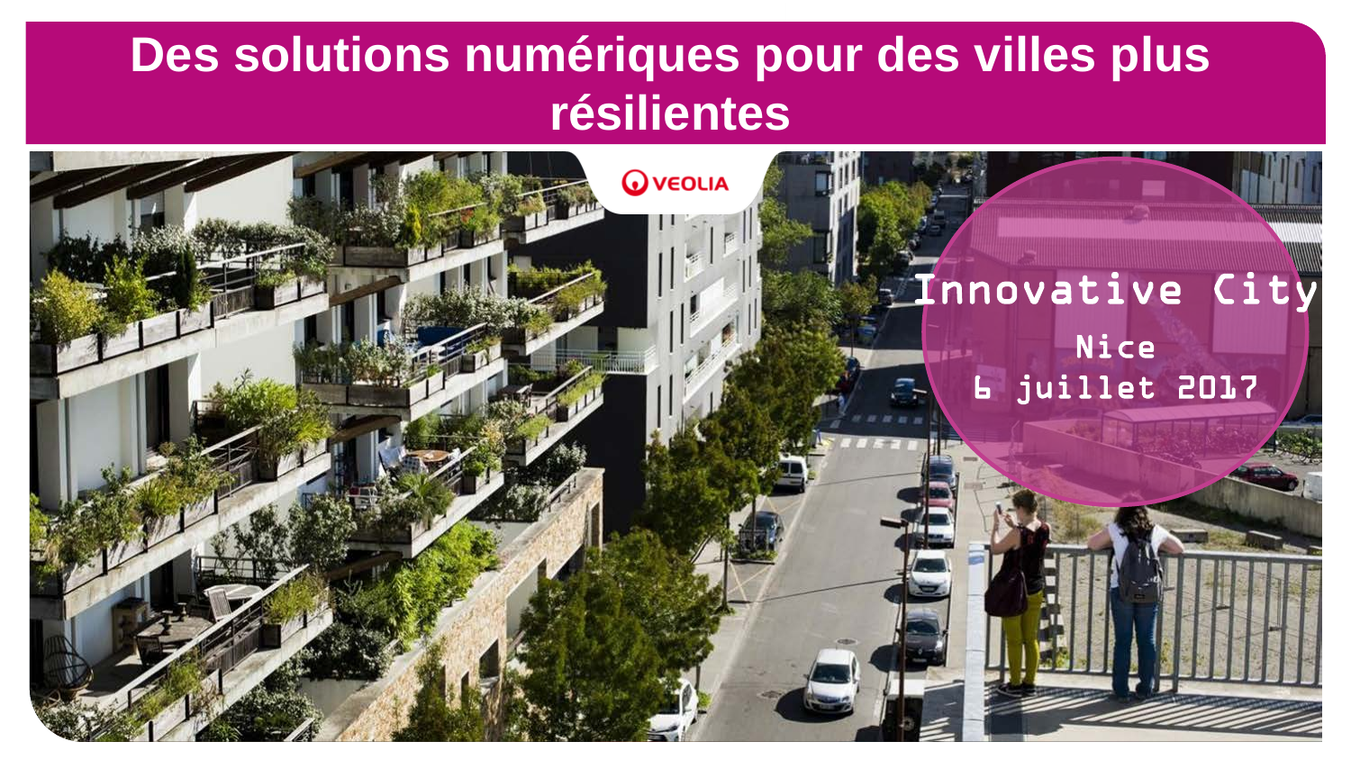# Des solutions numériques pour des villes plus résilientes

VEOLIA

Innovative City

Nice

6 juillet 2017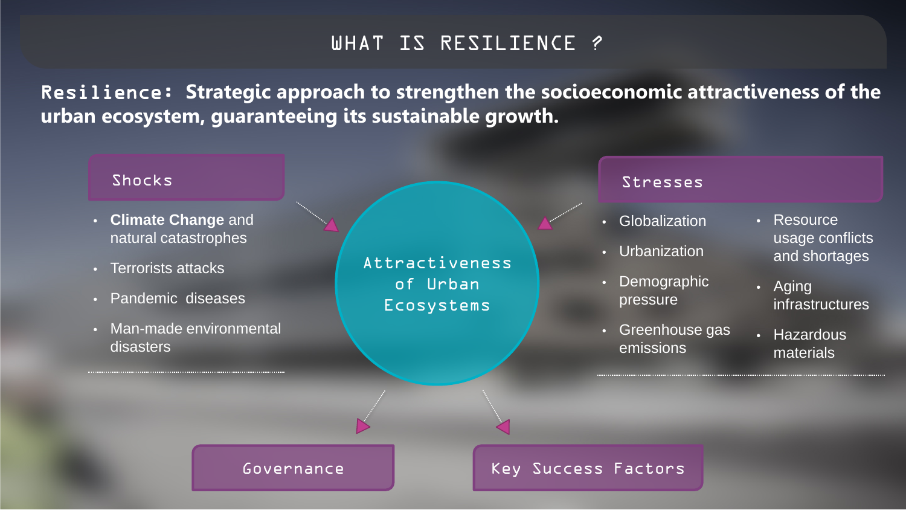# WHAT IS RESILIENCE ?

**Resilience: Strategic approach to strengthen the socioeconomic attractiveness of the urban ecosystem, guaranteeing its sustainable growth.**

## Shocks

- **Climate Change** and natural catastrophes
- Terrorists attacks
- Pandemic diseases
- Man-made environmental disasters

## Attractiveness of Urban Ecosystems

## Stresses

- Globalization
- Urbanization
- Demographic pressure
- Greenhouse gas emissions
- Resource usage conflicts and shortages
- Aging infrastructures
- Hazardous materials

## Governance

## Key Success Factors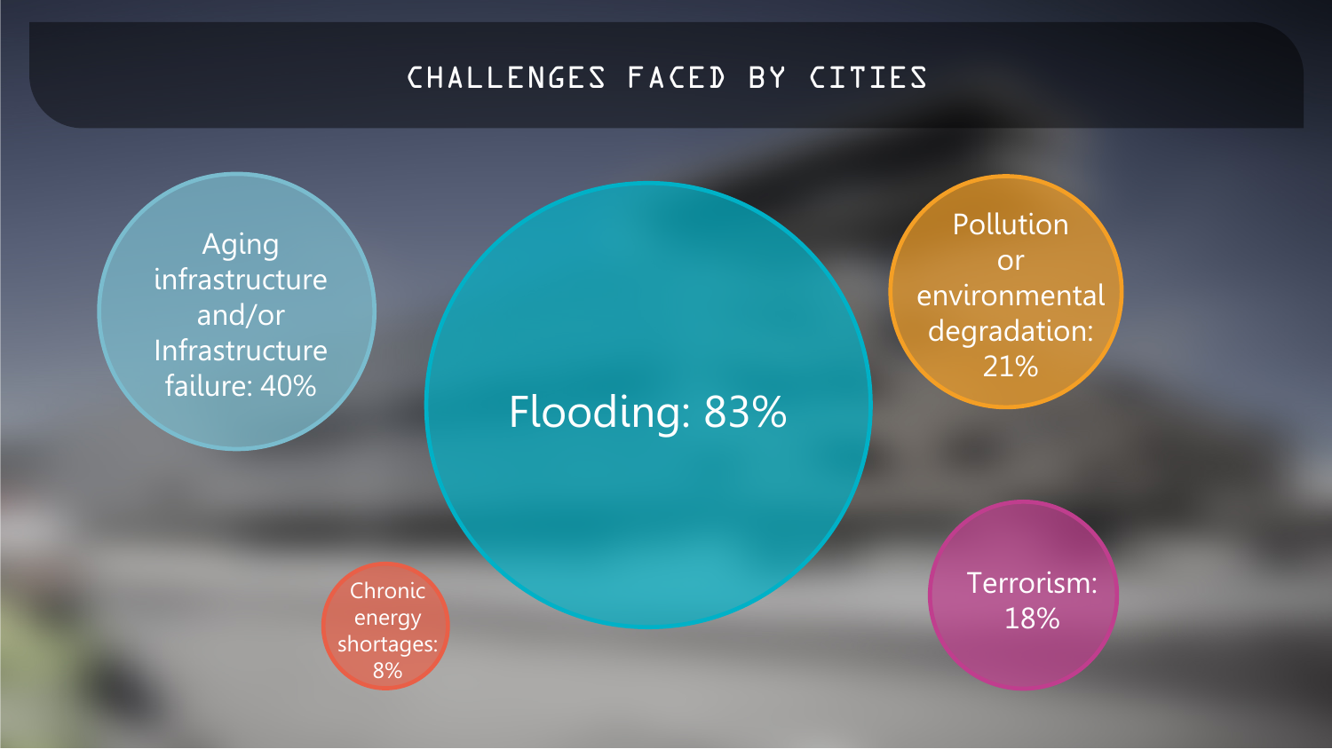# CHALLENGES FACED BY CITIES

- Aging infrastructure and/or Infrastructure failure: 40%
- Flooding: 83%
- Pollution or environmental degradation: 21%
- Chronic energy shortages: 8%
- Terrorism: 18%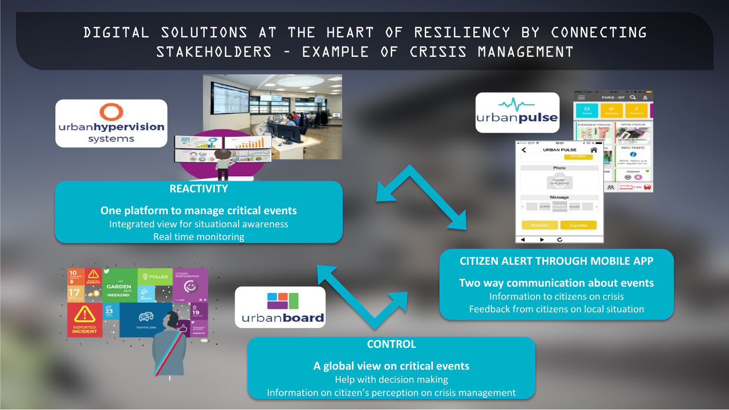# DIGITAL SOLUTIONS AT THE HEART OF RESILIENCY BY CONNECTING STAKEHOLDERS – EXAMPLE OF CRISIS MANAGEMENT

urbanhypervision systems

**REACTIVITY**

**One platform to manage critical events**

Integrated view for situational awareness

Real time monitoring

urbanpulse

**CITIZEN ALERT THROUGH MOBILE APP**

**Two way communication about events**

Information to citizens on crisis

Feedback from citizens on local situation

urbanboard

**CONTROL**

**A global view on critical events**

Help with decision making

Information on citizen's perception on crisis management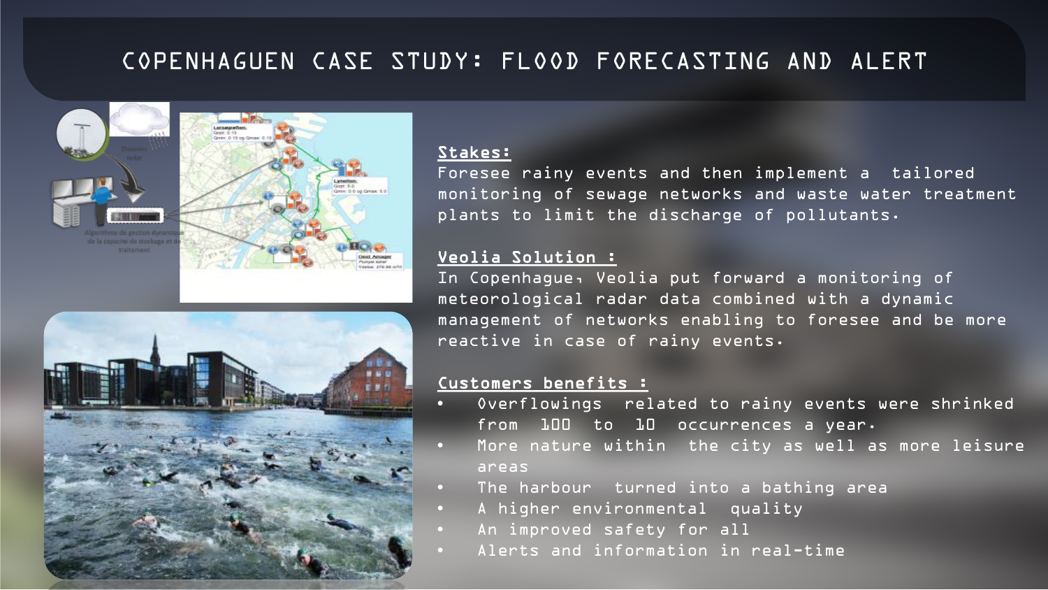# COPENHAGUEN CASE STUDY: FLOOD FORECASTING AND ALERT

**Stakes:**

Foresee rainy events and then implement a tailored monitoring of sewage networks and waste water treatment plants to limit the discharge of pollutants.

**Veolia Solution :**

In Copenhague, Veolia put forward a monitoring of meteorological radar data combined with a dynamic management of networks enabling to foresee and be more reactive in case of rainy events.

**Customers benefits :**

- Overflowings related to rainy events were shrinked from 100 to 10 occurrences a year.
- More nature within the city as well as more leisure areas
- The harbour turned into a bathing area
- A higher environmental quality
- An improved safety for all
- Alerts and information in real-time